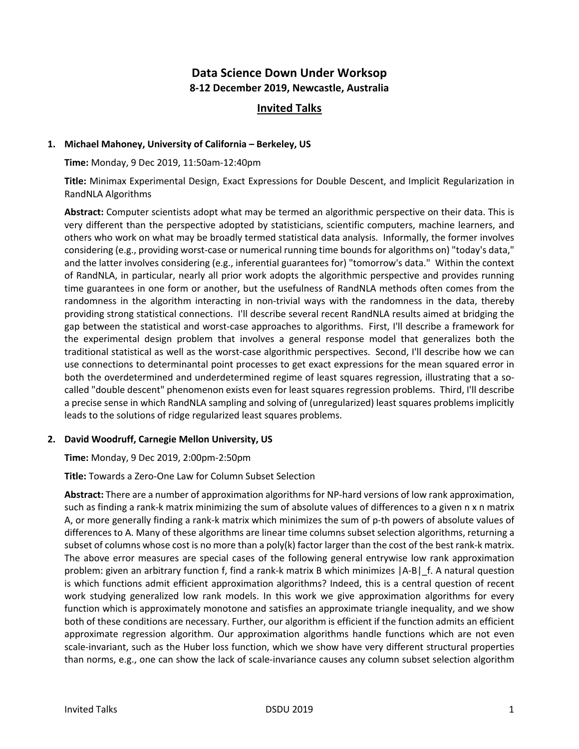# Data Science Down Under Worksop

**8-12 December 2019, Newcastle, Australia**

## Invited Talks

1. **Michael Mahoney, University of California – Berkeley, US**

   **Time:** Monday, 9 Dec 2019, 11:50am-12:40pm

   **Title:** Minimax Experimental Design, Exact Expressions for Double Descent, and Implicit Regularization in RandNLA Algorithms

   **Abstract:** Computer scientists adopt what may be termed an algorithmic perspective on their data. This is very different than the perspective adopted by statisticians, scientific computers, machine learners, and others who work on what may be broadly termed statistical data analysis. Informally, the former involves considering (e.g., providing worst-case or numerical running time bounds for algorithms on) "today's data," and the latter involves considering (e.g., inferential guarantees for) "tomorrow's data." Within the context of RandNLA, in particular, nearly all prior work adopts the algorithmic perspective and provides running time guarantees in one form or another, but the usefulness of RandNLA methods often comes from the randomness in the algorithm interacting in non-trivial ways with the randomness in the data, thereby providing strong statistical connections. I'll describe several recent RandNLA results aimed at bridging the gap between the statistical and worst-case approaches to algorithms. First, I'll describe a framework for the experimental design problem that involves a general response model that generalizes both the traditional statistical as well as the worst-case algorithmic perspectives. Second, I'll describe how we can use connections to determinantal point processes to get exact expressions for the mean squared error in both the overdetermined and underdetermined regime of least squares regression, illustrating that a so-called "double descent" phenomenon exists even for least squares regression problems. Third, I'll describe a precise sense in which RandNLA sampling and solving of (unregularized) least squares problems implicitly leads to the solutions of ridge regularized least squares problems.

2. **David Woodruff, Carnegie Mellon University, US**

   **Time:** Monday, 9 Dec 2019, 2:00pm-2:50pm

   **Title:** Towards a Zero-One Law for Column Subset Selection

   **Abstract:** There are a number of approximation algorithms for NP-hard versions of low rank approximation, such as finding a rank-k matrix minimizing the sum of absolute values of differences to a given n x n matrix A, or more generally finding a rank-k matrix which minimizes the sum of p-th powers of absolute values of differences to A. Many of these algorithms are linear time columns subset selection algorithms, returning a subset of columns whose cost is no more than a poly(k) factor larger than the cost of the best rank-k matrix. The above error measures are special cases of the following general entrywise low rank approximation problem: given an arbitrary function f, find a rank-k matrix B which minimizes |A-B|_f. A natural question is which functions admit efficient approximation algorithms? Indeed, this is a central question of recent work studying generalized low rank models. In this work we give approximation algorithms for every function which is approximately monotone and satisfies an approximate triangle inequality, and we show both of these conditions are necessary. Further, our algorithm is efficient if the function admits an efficient approximate regression algorithm. Our approximation algorithms handle functions which are not even scale-invariant, such as the Huber loss function, which we show have very different structural properties than norms, e.g., one can show the lack of scale-invariance causes any column subset selection algorithm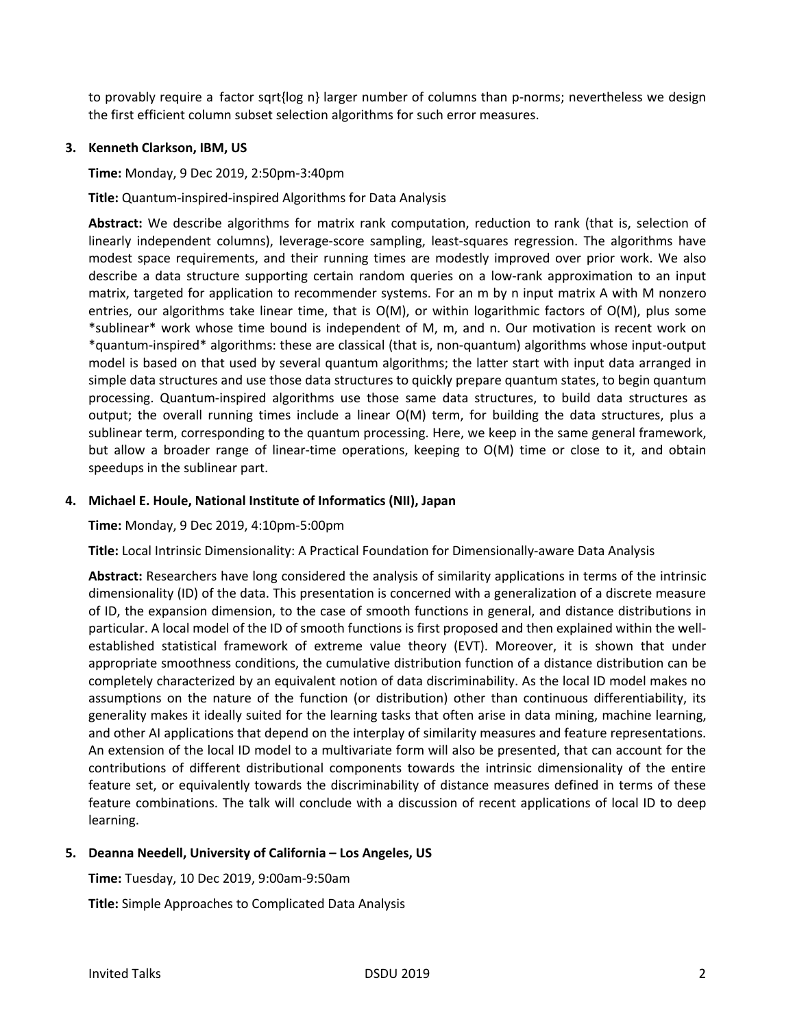to provably require a factor sqrt{log n} larger number of columns than p-norms; nevertheless we design the first efficient column subset selection algorithms for such error measures.

3. **Kenneth Clarkson, IBM, US**

   **Time:** Monday, 9 Dec 2019, 2:50pm-3:40pm

   **Title:** Quantum-inspired-inspired Algorithms for Data Analysis

   **Abstract:** We describe algorithms for matrix rank computation, reduction to rank (that is, selection of linearly independent columns), leverage-score sampling, least-squares regression. The algorithms have modest space requirements, and their running times are modestly improved over prior work. We also describe a data structure supporting certain random queries on a low-rank approximation to an input matrix, targeted for application to recommender systems. For an m by n input matrix A with M nonzero entries, our algorithms take linear time, that is O(M), or within logarithmic factors of O(M), plus some *sublinear* work whose time bound is independent of M, m, and n. Our motivation is recent work on *quantum-inspired* algorithms: these are classical (that is, non-quantum) algorithms whose input-output model is based on that used by several quantum algorithms; the latter start with input data arranged in simple data structures and use those data structures to quickly prepare quantum states, to begin quantum processing. Quantum-inspired algorithms use those same data structures, to build data structures as output; the overall running times include a linear O(M) term, for building the data structures, plus a sublinear term, corresponding to the quantum processing. Here, we keep in the same general framework, but allow a broader range of linear-time operations, keeping to O(M) time or close to it, and obtain speedups in the sublinear part.

4. **Michael E. Houle, National Institute of Informatics (NII), Japan**

   **Time:** Monday, 9 Dec 2019, 4:10pm-5:00pm

   **Title:** Local Intrinsic Dimensionality: A Practical Foundation for Dimensionally-aware Data Analysis

   **Abstract:** Researchers have long considered the analysis of similarity applications in terms of the intrinsic dimensionality (ID) of the data. This presentation is concerned with a generalization of a discrete measure of ID, the expansion dimension, to the case of smooth functions in general, and distance distributions in particular. A local model of the ID of smooth functions is first proposed and then explained within the well-established statistical framework of extreme value theory (EVT). Moreover, it is shown that under appropriate smoothness conditions, the cumulative distribution function of a distance distribution can be completely characterized by an equivalent notion of data discriminability. As the local ID model makes no assumptions on the nature of the function (or distribution) other than continuous differentiability, its generality makes it ideally suited for the learning tasks that often arise in data mining, machine learning, and other AI applications that depend on the interplay of similarity measures and feature representations. An extension of the local ID model to a multivariate form will also be presented, that can account for the contributions of different distributional components towards the intrinsic dimensionality of the entire feature set, or equivalently towards the discriminability of distance measures defined in terms of these feature combinations. The talk will conclude with a discussion of recent applications of local ID to deep learning.

5. **Deanna Needell, University of California – Los Angeles, US**

   **Time:** Tuesday, 10 Dec 2019, 9:00am-9:50am

   **Title:** Simple Approaches to Complicated Data Analysis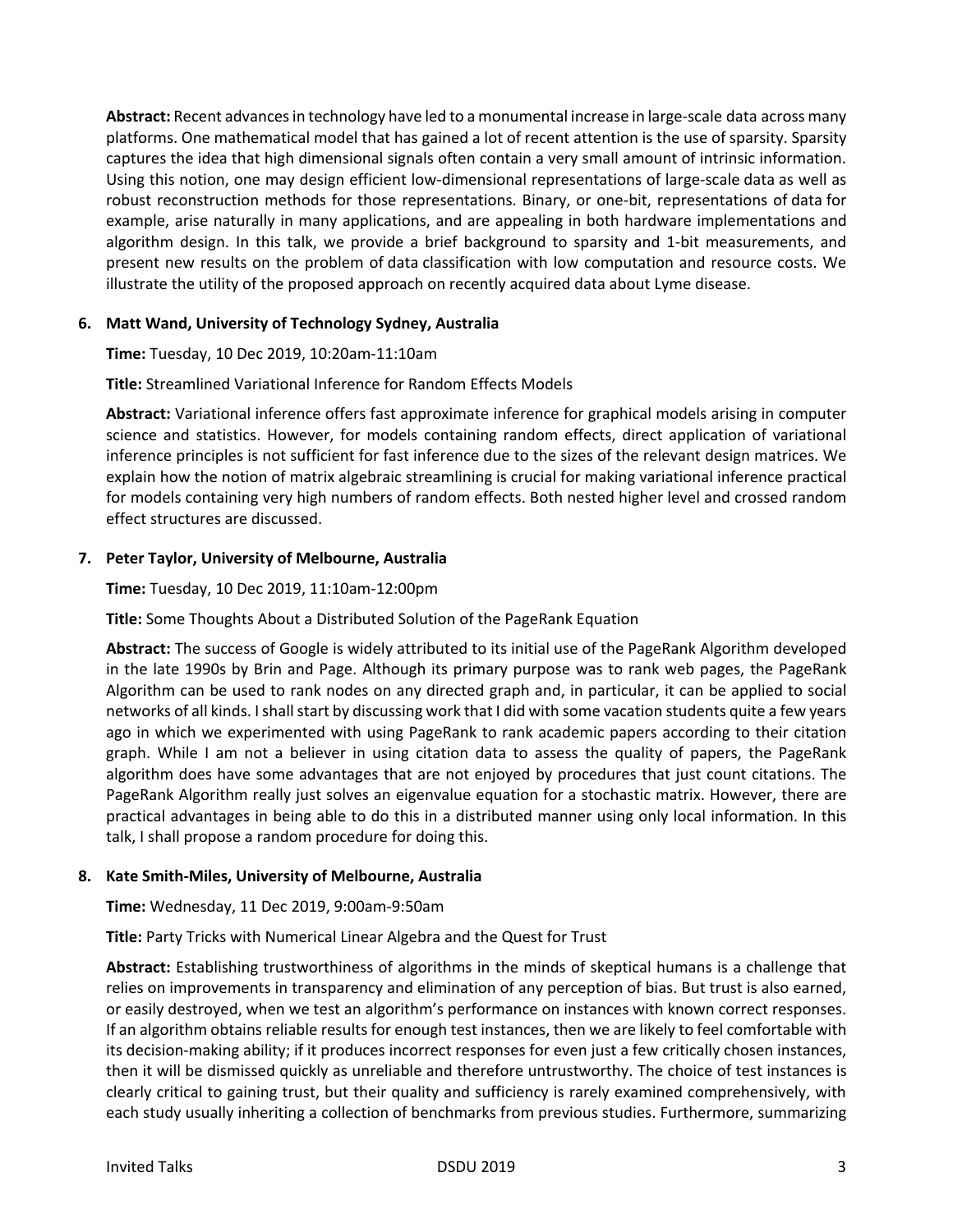**Abstract:** Recent advances in technology have led to a monumental increase in large-scale data across many platforms. One mathematical model that has gained a lot of recent attention is the use of sparsity. Sparsity captures the idea that high dimensional signals often contain a very small amount of intrinsic information. Using this notion, one may design efficient low-dimensional representations of large-scale data as well as robust reconstruction methods for those representations. Binary, or one-bit, representations of data for example, arise naturally in many applications, and are appealing in both hardware implementations and algorithm design. In this talk, we provide a brief background to sparsity and 1-bit measurements, and present new results on the problem of data classification with low computation and resource costs. We illustrate the utility of the proposed approach on recently acquired data about Lyme disease.

6. **Matt Wand, University of Technology Sydney, Australia**

   **Time:** Tuesday, 10 Dec 2019, 10:20am-11:10am

   **Title:** Streamlined Variational Inference for Random Effects Models

   **Abstract:** Variational inference offers fast approximate inference for graphical models arising in computer science and statistics. However, for models containing random effects, direct application of variational inference principles is not sufficient for fast inference due to the sizes of the relevant design matrices. We explain how the notion of matrix algebraic streamlining is crucial for making variational inference practical for models containing very high numbers of random effects. Both nested higher level and crossed random effect structures are discussed.

7. **Peter Taylor, University of Melbourne, Australia**

   **Time:** Tuesday, 10 Dec 2019, 11:10am-12:00pm

   **Title:** Some Thoughts About a Distributed Solution of the PageRank Equation

   **Abstract:** The success of Google is widely attributed to its initial use of the PageRank Algorithm developed in the late 1990s by Brin and Page. Although its primary purpose was to rank web pages, the PageRank Algorithm can be used to rank nodes on any directed graph and, in particular, it can be applied to social networks of all kinds. I shall start by discussing work that I did with some vacation students quite a few years ago in which we experimented with using PageRank to rank academic papers according to their citation graph. While I am not a believer in using citation data to assess the quality of papers, the PageRank algorithm does have some advantages that are not enjoyed by procedures that just count citations. The PageRank Algorithm really just solves an eigenvalue equation for a stochastic matrix. However, there are practical advantages in being able to do this in a distributed manner using only local information. In this talk, I shall propose a random procedure for doing this.

8. **Kate Smith-Miles, University of Melbourne, Australia**

   **Time:** Wednesday, 11 Dec 2019, 9:00am-9:50am

   **Title:** Party Tricks with Numerical Linear Algebra and the Quest for Trust

   **Abstract:** Establishing trustworthiness of algorithms in the minds of skeptical humans is a challenge that relies on improvements in transparency and elimination of any perception of bias. But trust is also earned, or easily destroyed, when we test an algorithm's performance on instances with known correct responses. If an algorithm obtains reliable results for enough test instances, then we are likely to feel comfortable with its decision-making ability; if it produces incorrect responses for even just a few critically chosen instances, then it will be dismissed quickly as unreliable and therefore untrustworthy. The choice of test instances is clearly critical to gaining trust, but their quality and sufficiency is rarely examined comprehensively, with each study usually inheriting a collection of benchmarks from previous studies. Furthermore, summarizing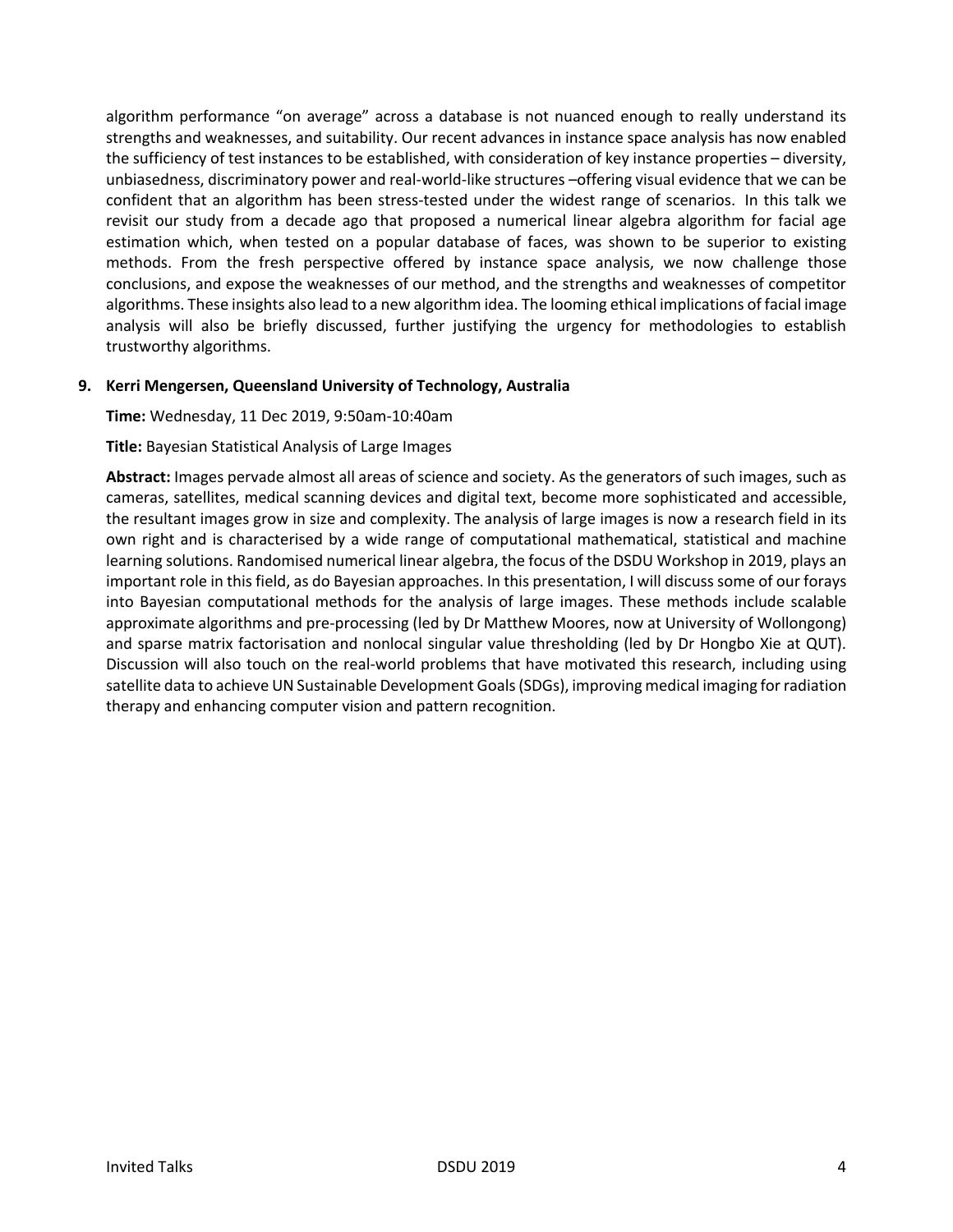algorithm performance "on average" across a database is not nuanced enough to really understand its strengths and weaknesses, and suitability. Our recent advances in instance space analysis has now enabled the sufficiency of test instances to be established, with consideration of key instance properties – diversity, unbiasedness, discriminatory power and real-world-like structures –offering visual evidence that we can be confident that an algorithm has been stress-tested under the widest range of scenarios. In this talk we revisit our study from a decade ago that proposed a numerical linear algebra algorithm for facial age estimation which, when tested on a popular database of faces, was shown to be superior to existing methods. From the fresh perspective offered by instance space analysis, we now challenge those conclusions, and expose the weaknesses of our method, and the strengths and weaknesses of competitor algorithms. These insights also lead to a new algorithm idea. The looming ethical implications of facial image analysis will also be briefly discussed, further justifying the urgency for methodologies to establish trustworthy algorithms.

**9. Kerri Mengersen, Queensland University of Technology, Australia**

**Time:** Wednesday, 11 Dec 2019, 9:50am-10:40am

**Title:** Bayesian Statistical Analysis of Large Images

**Abstract:** Images pervade almost all areas of science and society. As the generators of such images, such as cameras, satellites, medical scanning devices and digital text, become more sophisticated and accessible, the resultant images grow in size and complexity. The analysis of large images is now a research field in its own right and is characterised by a wide range of computational mathematical, statistical and machine learning solutions. Randomised numerical linear algebra, the focus of the DSDU Workshop in 2019, plays an important role in this field, as do Bayesian approaches. In this presentation, I will discuss some of our forays into Bayesian computational methods for the analysis of large images. These methods include scalable approximate algorithms and pre-processing (led by Dr Matthew Moores, now at University of Wollongong) and sparse matrix factorisation and nonlocal singular value thresholding (led by Dr Hongbo Xie at QUT). Discussion will also touch on the real-world problems that have motivated this research, including using satellite data to achieve UN Sustainable Development Goals (SDGs), improving medical imaging for radiation therapy and enhancing computer vision and pattern recognition.